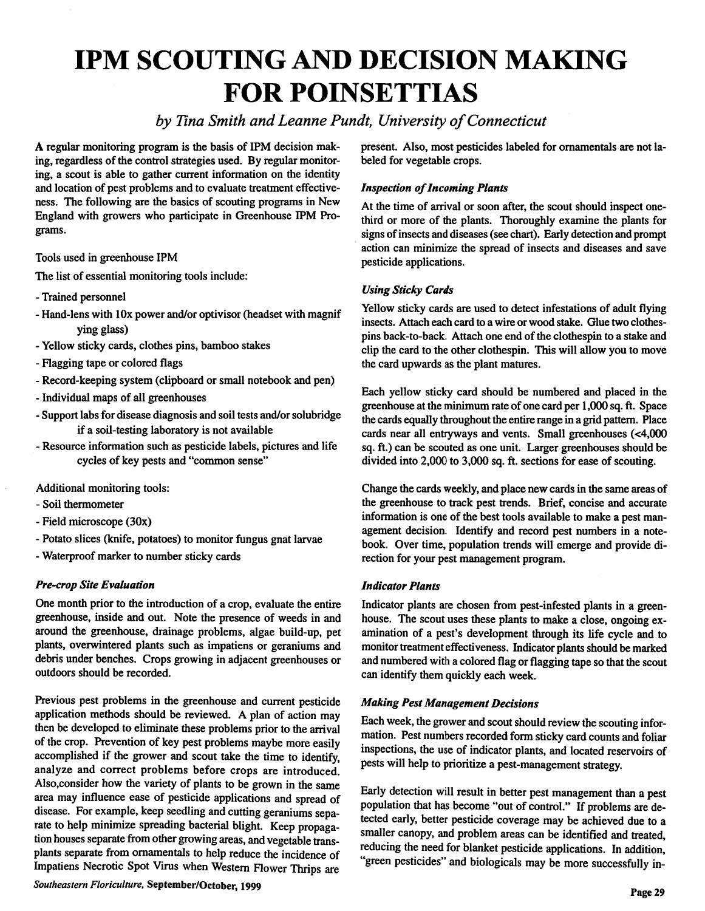# IPM SCOUTING AND DECISION MAKING FOR POINSETTIAS

*by Tina Smith and Leanne Pundt, University of Connecticut*

A regular monitoring program is the basis of IPM decision making, regardless of the control strategies used. By regular monitoring, a scout is able to gather current information on the identity and location of pest problems and to evaluate treatment effectiveness. The following are the basics of scouting programs in New England with growers who participate in Greenhouse IPM Programs.

Tools used in greenhouse IPM

The list of essential monitoring tools include:

- Trained personnel
- Hand-lens with 10x power and/or optivisor (headset with magnifying glass)
- Yellow sticky cards, clothes pins, bamboo stakes
- Flagging tape or colored flags
- Record-keeping system (clipboard or small notebook and pen)
- Individual maps of all greenhouses
- Support labs for disease diagnosis and soil tests and/or solubridge if a soil-testing laboratory is not available
- Resource information such as pesticide labels, pictures and life cycles of key pests and "common sense"

Additional monitoring tools:

- Soil thermometer
- Field microscope (30x)
- Potato slices (knife, potatoes) to monitor fungus gnat larvae
- Waterproof marker to number sticky cards

### *Pre-crop Site Evaluation*

One month prior to the introduction of a crop, evaluate the entire greenhouse, inside and out. Note the presence of weeds in and around the greenhouse, drainage problems, algae build-up, pet plants, overwintered plants such as impatiens or geraniums and debris under benches. Crops growing in adjacent greenhouses or outdoors should be recorded.

Previous pest problems in the greenhouse and current pesticide application methods should be reviewed. A plan of action may then be developed to eliminate these problems prior to the arrival of the crop. Prevention of key pest problems maybe more easily accomplished if the grower and scout take the time to identify, analyze and correct problems before crops are introduced. Also,consider how the variety of plants to be grown in the same area may influence ease of pesticide applications and spread of disease. For example, keep seedling and cutting geraniums separate to help minimize spreading bacterial blight. Keep propagation houses separate from other growing areas, and vegetable transplants separate from ornamentals to help reduce the incidence of Impatiens Necrotic Spot Virus when Western Flower Thrips are present. Also, most pesticides labeled for ornamentals are not labeled for vegetable crops.

### *Inspection of Incoming Plants*

At the time of arrival or soon after, the scout should inspect one-third or more of the plants. Thoroughly examine the plants for signs of insects and diseases (see chart). Early detection and prompt action can minimize the spread of insects and diseases and save pesticide applications.

### *Using Sticky Cards*

Yellow sticky cards are used to detect infestations of adult flying insects. Attach each card to a wire or wood stake. Glue two clothespins back-to-back. Attach one end of the clothespin to a stake and clip the card to the other clothespin. This will allow you to move the card upwards as the plant matures.

Each yellow sticky card should be numbered and placed in the greenhouse at the minimum rate of one card per 1,000 sq. ft. Space the cards equally throughout the entire range in a grid pattern. Place cards near all entryways and vents. Small greenhouses (<4,000 sq. ft.) can be scouted as one unit. Larger greenhouses should be divided into 2,000 to 3,000 sq. ft. sections for ease of scouting.

Change the cards weekly, and place new cards in the same areas of the greenhouse to track pest trends. Brief, concise and accurate information is one of the best tools available to make a pest management decision. Identify and record pest numbers in a notebook. Over time, population trends will emerge and provide direction for your pest management program.

### *Indicator Plants*

Indicator plants are chosen from pest-infested plants in a greenhouse. The scout uses these plants to make a close, ongoing examination of a pest's development through its life cycle and to monitor treatment effectiveness. Indicator plants should be marked and numbered with a colored flag or flagging tape so that the scout can identify them quickly each week.

### *Making Pest Management Decisions*

Each week, the grower and scout should review the scouting information. Pest numbers recorded form sticky card counts and foliar inspections, the use of indicator plants, and located reservoirs of pests will help to prioritize a pest-management strategy.

Early detection will result in better pest management than a pest population that has become "out of control." If problems are detected early, better pesticide coverage may be achieved due to a smaller canopy, and problem areas can be identified and treated, reducing the need for blanket pesticide applications. In addition, "green pesticides" and biologicals may be more successfully in-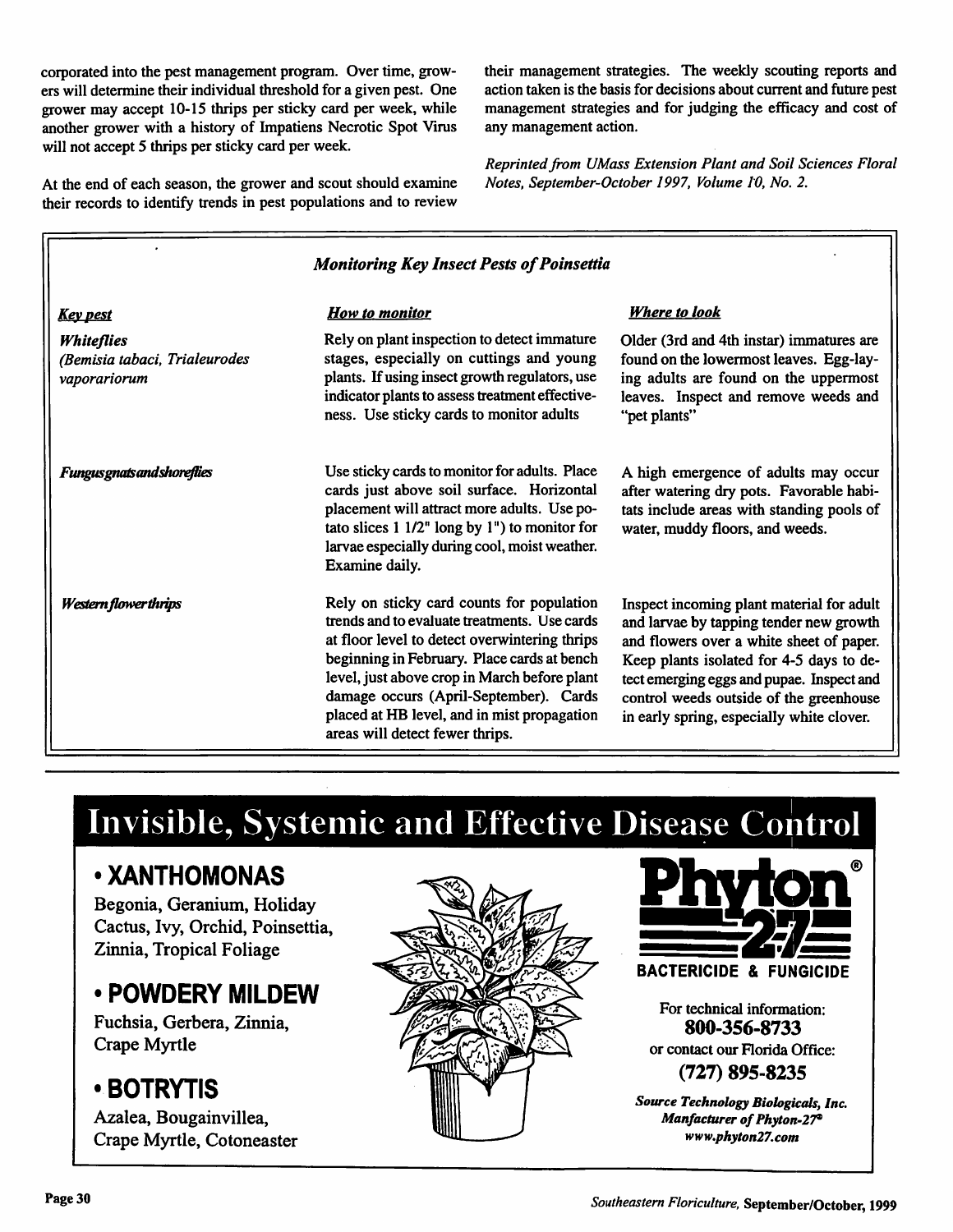corporated into the pest management program. Over time, growers will determine their individual threshold for a given pest. One grower may accept 10-15 thrips per sticky card per week, while another grower with a history of Impatiens Necrotic Spot Virus will not accept 5 thrips per sticky card per week.

At the end of each season, the grower and scout should examine their records to identify trends in pest populations and to review their management strategies. The weekly scouting reports and action taken is the basis for decisions about current and future pest management strategies and for judging the efficacy and cost of any management action.

*Reprinted from UMass Extension Plant and Soil Sciences Floral Notes, September-October 1997, Volume 10, No. 2.*

### *Monitoring Key Insect Pests of Poinsettia*

| *Key pest* | *How to monitor* | *Where to look* |
|---|---|---|
| ***Whiteflies*** *(Bemisia tabaci, Trialeurodes vaporariorum* | Rely on plant inspection to detect immature stages, especially on cuttings and young plants. If using insect growth regulators, use indicator plants to assess treatment effectiveness. Use sticky cards to monitor adults | Older (3rd and 4th instar) immatures are found on the lowermost leaves. Egg-laying adults are found on the uppermost leaves. Inspect and remove weeds and "pet plants" |
| *Fungus gnats and shoreflies* | Use sticky cards to monitor for adults. Place cards just above soil surface. Horizontal placement will attract more adults. Use potato slices 1 1/2" long by 1") to monitor for larvae especially during cool, moist weather. Examine daily. | A high emergence of adults may occur after watering dry pots. Favorable habitats include areas with standing pools of water, muddy floors, and weeds. |
| *Western flower thrips* | Rely on sticky card counts for population trends and to evaluate treatments. Use cards at floor level to detect overwintering thrips beginning in February. Place cards at bench level, just above crop in March before plant damage occurs (April-September). Cards placed at HB level, and in mist propagation areas will detect fewer thrips. | Inspect incoming plant material for adult and larvae by tapping tender new growth and flowers over a white sheet of paper. Keep plants isolated for 4-5 days to detect emerging eggs and pupae. Inspect and control weeds outside of the greenhouse in early spring, especially white clover. |

## Invisible, Systemic and Effective Disease Control

**• XANTHOMONAS**

Begonia, Geranium, Holiday Cactus, Ivy, Orchid, Poinsettia, Zinnia, Tropical Foliage

**• POWDERY MILDEW**

Fuchsia, Gerbera, Zinnia, Crape Myrtle

**• BOTRYTIS**

Azalea, Bougainvillea, Crape Myrtle, Cotoneaster

**Phyton® 27**

**BACTERICIDE & FUNGICIDE**

For technical information:
**800-356-8733**
or contact our Florida Office:
**(727) 895-8235**

***Source Technology Biologicals, Inc.***
***Manfacturer of Phyton-27®***
***www.phyton27.com***